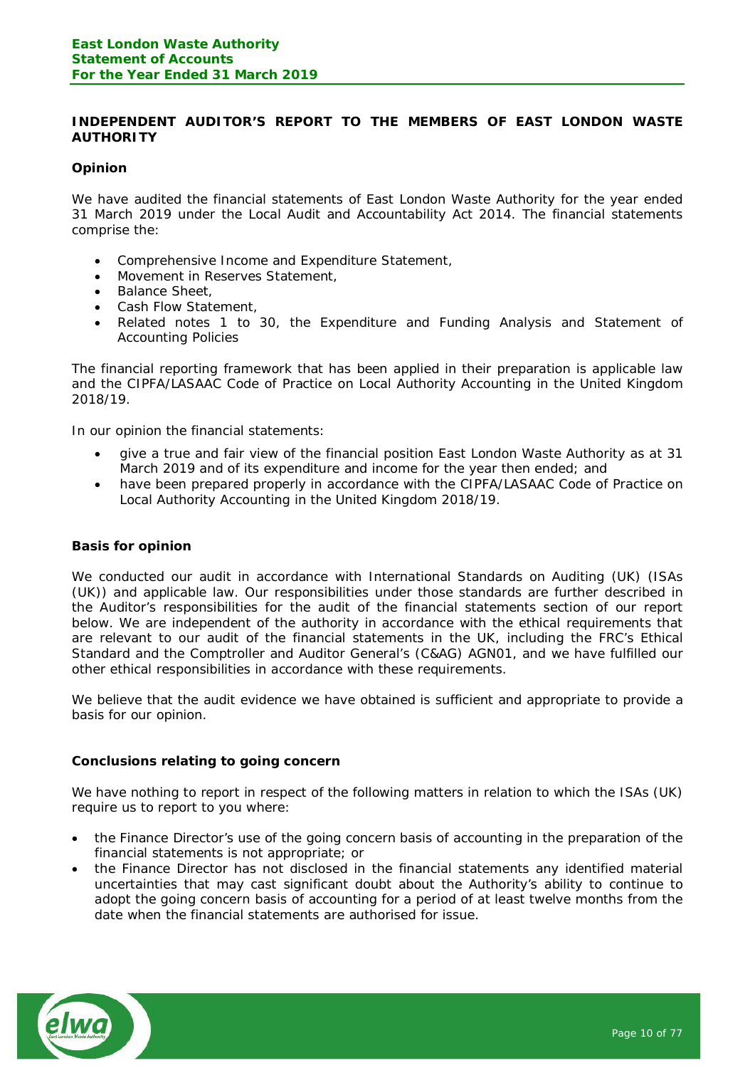## INDEPENDENT AUDITOR'S REPORT TO THE MEMBERS OF EAST LONDON WASTE AUTHORITY

### Opinion

We have audited the financial statements of East London Waste Authority for the year ended 31 March 2019 under the Local Audit and Accountability Act 2014. The financial statements comprise the:

- Comprehensive Income and Expenditure Statement,
- Movement in Reserves Statement,
- Balance Sheet,
- Cash Flow Statement,
- Related notes 1 to 30, the Expenditure and Funding Analysis and Statement of Accounting Policies

The financial reporting framework that has been applied in their preparation is applicable law and the CIPFA/LASAAC Code of Practice on Local Authority Accounting in the United Kingdom 2018/19.

In our opinion the financial statements:

- give a true and fair view of the financial position East London Waste Authority as at 31 March 2019 and of its expenditure and income for the year then ended; and
- have been prepared properly in accordance with the CIPFA/LASAAC Code of Practice on Local Authority Accounting in the United Kingdom 2018/19.

### Basis for opinion

We conducted our audit in accordance with International Standards on Auditing (UK) (ISAs (UK)) and applicable law. Our responsibilities under those standards are further described in the Auditor's responsibilities for the audit of the financial statements section of our report below. We are independent of the authority in accordance with the ethical requirements that are relevant to our audit of the financial statements in the UK, including the FRC's Ethical Standard and the Comptroller and Auditor General's (C&AG) AGN01, and we have fulfilled our other ethical responsibilities in accordance with these requirements.

We believe that the audit evidence we have obtained is sufficient and appropriate to provide a basis for our opinion.

### Conclusions relating to going concern

We have nothing to report in respect of the following matters in relation to which the ISAs (UK) require us to report to you where:

- the Finance Director's use of the going concern basis of accounting in the preparation of the financial statements is not appropriate; or
- the Finance Director has not disclosed in the financial statements any identified material uncertainties that may cast significant doubt about the Authority's ability to continue to adopt the going concern basis of accounting for a period of at least twelve months from the date when the financial statements are authorised for issue.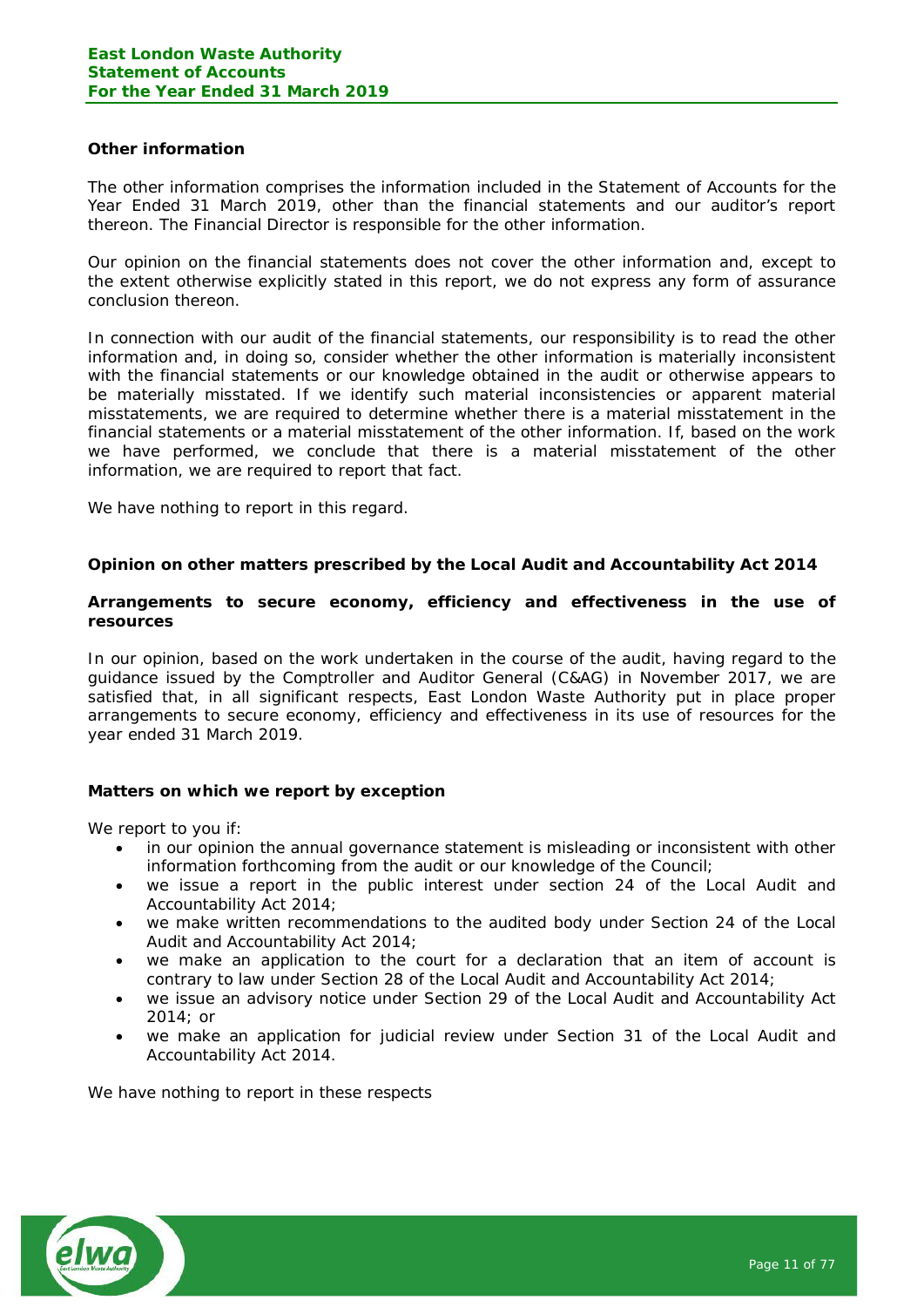### Other information

The other information comprises the information included in the Statement of Accounts for the Year Ended 31 March 2019, other than the financial statements and our auditor's report thereon. The Financial Director is responsible for the other information.

Our opinion on the financial statements does not cover the other information and, except to the extent otherwise explicitly stated in this report, we do not express any form of assurance conclusion thereon.

In connection with our audit of the financial statements, our responsibility is to read the other information and, in doing so, consider whether the other information is materially inconsistent with the financial statements or our knowledge obtained in the audit or otherwise appears to be materially misstated. If we identify such material inconsistencies or apparent material misstatements, we are required to determine whether there is a material misstatement in the financial statements or a material misstatement of the other information. If, based on the work we have performed, we conclude that there is a material misstatement of the other information, we are required to report that fact.

We have nothing to report in this regard.

### Opinion on other matters prescribed by the Local Audit and Accountability Act 2014

### Arrangements to secure economy, efficiency and effectiveness in the use of resources

In our opinion, based on the work undertaken in the course of the audit, having regard to the guidance issued by the Comptroller and Auditor General (C&AG) in November 2017, we are satisfied that, in all significant respects, East London Waste Authority put in place proper arrangements to secure economy, efficiency and effectiveness in its use of resources for the year ended 31 March 2019.

### Matters on which we report by exception

We report to you if:

- in our opinion the annual governance statement is misleading or inconsistent with other information forthcoming from the audit or our knowledge of the Council;
- we issue a report in the public interest under section 24 of the Local Audit and Accountability Act 2014;
- we make written recommendations to the audited body under Section 24 of the Local Audit and Accountability Act 2014;
- we make an application to the court for a declaration that an item of account is contrary to law under Section 28 of the Local Audit and Accountability Act 2014;
- we issue an advisory notice under Section 29 of the Local Audit and Accountability Act 2014; or
- we make an application for judicial review under Section 31 of the Local Audit and Accountability Act 2014.

We have nothing to report in these respects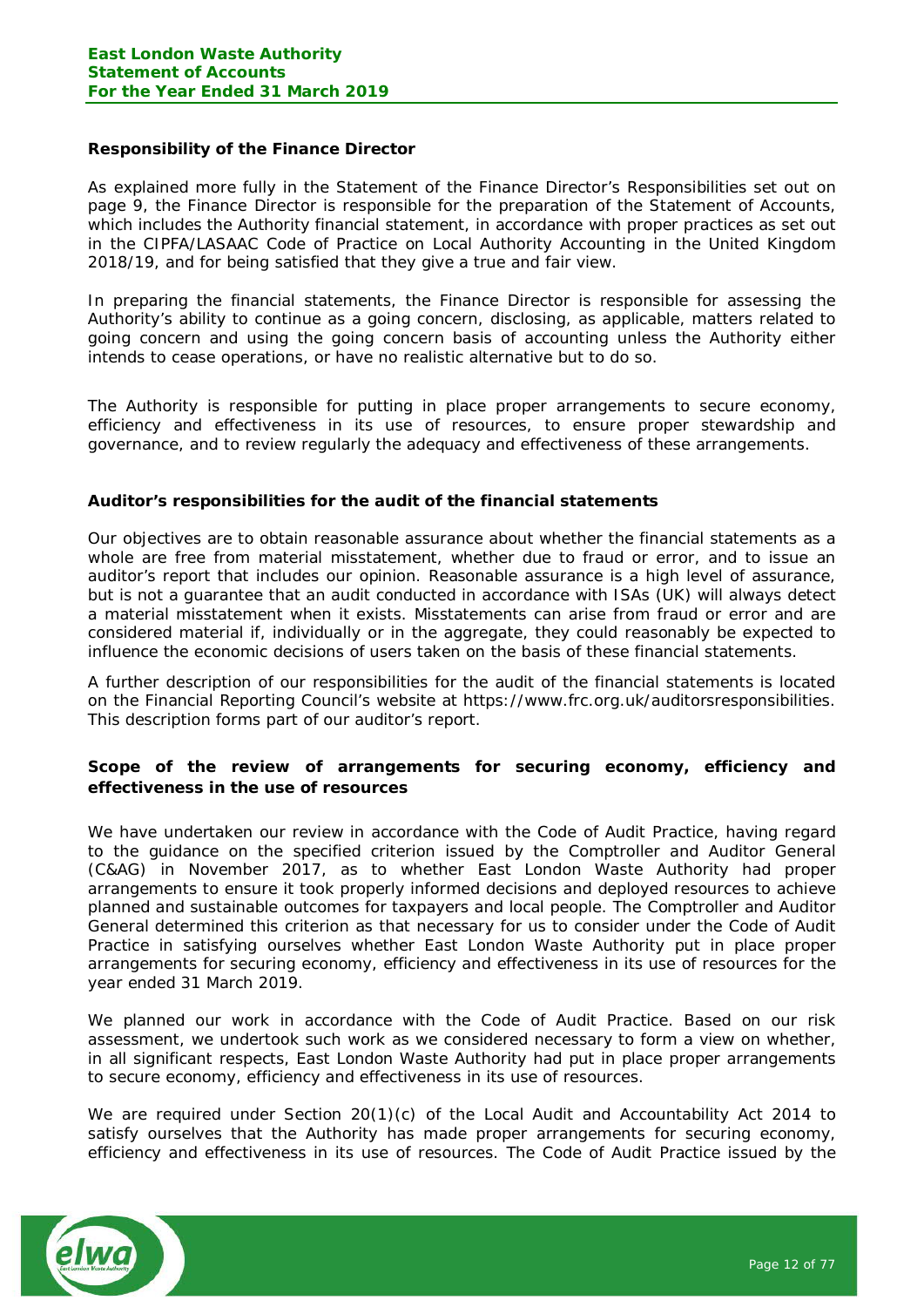**Responsibility of the Finance Director**

As explained more fully in the Statement of the Finance Director's Responsibilities set out on page 9, the Finance Director is responsible for the preparation of the Statement of Accounts, which includes the Authority financial statement, in accordance with proper practices as set out in the CIPFA/LASAAC Code of Practice on Local Authority Accounting in the United Kingdom 2018/19, and for being satisfied that they give a true and fair view.

In preparing the financial statements, the Finance Director is responsible for assessing the Authority's ability to continue as a going concern, disclosing, as applicable, matters related to going concern and using the going concern basis of accounting unless the Authority either intends to cease operations, or have no realistic alternative but to do so.

The Authority is responsible for putting in place proper arrangements to secure economy, efficiency and effectiveness in its use of resources, to ensure proper stewardship and governance, and to review regularly the adequacy and effectiveness of these arrangements.

**Auditor's responsibilities for the audit of the financial statements**

Our objectives are to obtain reasonable assurance about whether the financial statements as a whole are free from material misstatement, whether due to fraud or error, and to issue an auditor's report that includes our opinion. Reasonable assurance is a high level of assurance, but is not a guarantee that an audit conducted in accordance with ISAs (UK) will always detect a material misstatement when it exists. Misstatements can arise from fraud or error and are considered material if, individually or in the aggregate, they could reasonably be expected to influence the economic decisions of users taken on the basis of these financial statements.

A further description of our responsibilities for the audit of the financial statements is located on the Financial Reporting Council's website at https://www.frc.org.uk/auditorsresponsibilities. This description forms part of our auditor's report.

**Scope of the review of arrangements for securing economy, efficiency and effectiveness in the use of resources**

We have undertaken our review in accordance with the Code of Audit Practice, having regard to the guidance on the specified criterion issued by the Comptroller and Auditor General (C&AG) in November 2017, as to whether East London Waste Authority had proper arrangements to ensure it took properly informed decisions and deployed resources to achieve planned and sustainable outcomes for taxpayers and local people. The Comptroller and Auditor General determined this criterion as that necessary for us to consider under the Code of Audit Practice in satisfying ourselves whether East London Waste Authority put in place proper arrangements for securing economy, efficiency and effectiveness in its use of resources for the year ended 31 March 2019.

We planned our work in accordance with the Code of Audit Practice. Based on our risk assessment, we undertook such work as we considered necessary to form a view on whether, in all significant respects, East London Waste Authority had put in place proper arrangements to secure economy, efficiency and effectiveness in its use of resources.

We are required under Section 20(1)(c) of the Local Audit and Accountability Act 2014 to satisfy ourselves that the Authority has made proper arrangements for securing economy, efficiency and effectiveness in its use of resources. The Code of Audit Practice issued by the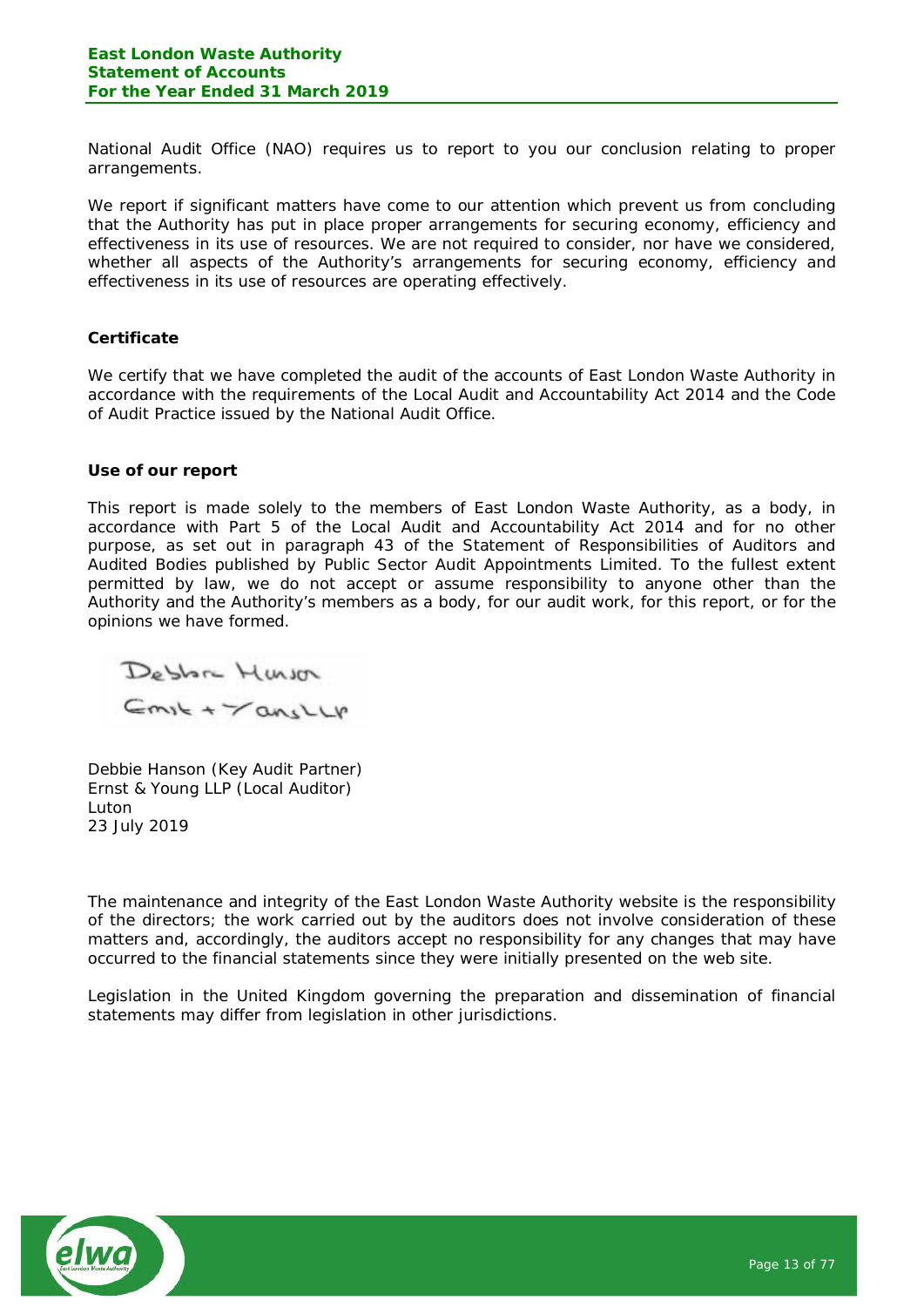National Audit Office (NAO) requires us to report to you our conclusion relating to proper arrangements.

We report if significant matters have come to our attention which prevent us from concluding that the Authority has put in place proper arrangements for securing economy, efficiency and effectiveness in its use of resources. We are not required to consider, nor have we considered, whether all aspects of the Authority's arrangements for securing economy, efficiency and effectiveness in its use of resources are operating effectively.

**Certificate**

We certify that we have completed the audit of the accounts of East London Waste Authority in accordance with the requirements of the Local Audit and Accountability Act 2014 and the Code of Audit Practice issued by the National Audit Office.

**Use of our report**

This report is made solely to the members of East London Waste Authority, as a body, in accordance with Part 5 of the Local Audit and Accountability Act 2014 and for no other purpose, as set out in paragraph 43 of the Statement of Responsibilities of Auditors and Audited Bodies published by Public Sector Audit Appointments Limited. To the fullest extent permitted by law, we do not accept or assume responsibility to anyone other than the Authority and the Authority's members as a body, for our audit work, for this report, or for the opinions we have formed.

Debbie Hanson (Key Audit Partner)
Ernst & Young LLP (Local Auditor)
Luton
23 July 2019

The maintenance and integrity of the East London Waste Authority website is the responsibility of the directors; the work carried out by the auditors does not involve consideration of these matters and, accordingly, the auditors accept no responsibility for any changes that may have occurred to the financial statements since they were initially presented on the web site.

Legislation in the United Kingdom governing the preparation and dissemination of financial statements may differ from legislation in other jurisdictions.